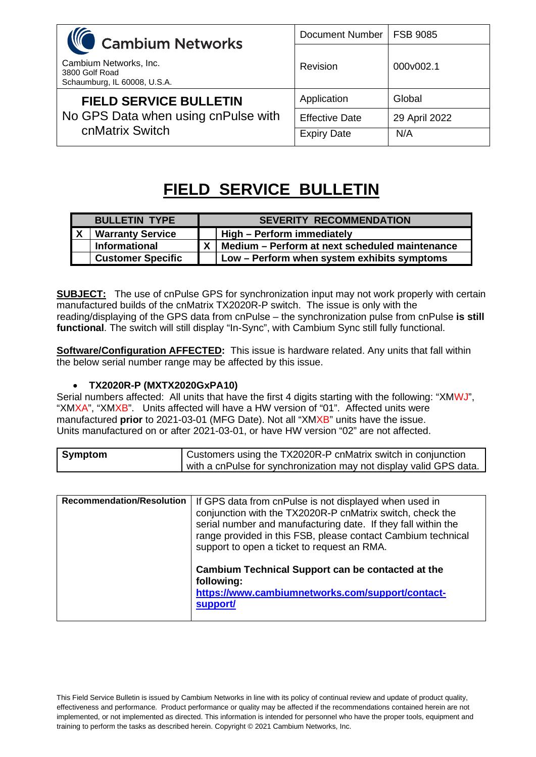| Cambium Networks<br>Cambium Networks, Inc.<br>3800 Golf Road<br>Schaumburg, IL 60008, U.S.A. | Document Number | FSB 9085 |
|---|---|---|
| | Revision | 000v002.1 |
| **FIELD SERVICE BULLETIN**<br>No GPS Data when using cnPulse with cnMatrix Switch | Application | Global |
| | Effective Date | 29 April 2022 |
| | Expiry Date | N/A |

# FIELD SERVICE BULLETIN

| | BULLETIN TYPE | | SEVERITY RECOMMENDATION |
|---|---|---|---|
| X | **Warranty Service** | | **High – Perform immediately** |
| | **Informational** | X | **Medium – Perform at next scheduled maintenance** |
| | **Customer Specific** | | **Low – Perform when system exhibits symptoms** |

**SUBJECT:** The use of cnPulse GPS for synchronization input may not work properly with certain manufactured builds of the cnMatrix TX2020R-P switch. The issue is only with the reading/displaying of the GPS data from cnPulse – the synchronization pulse from cnPulse **is still functional**. The switch will still display "In-Sync", with Cambium Sync still fully functional.

**Software/Configuration AFFECTED:** This issue is hardware related. Any units that fall within the below serial number range may be affected by this issue.

- **TX2020R-P (MXTX2020GxPA10)**

Serial numbers affected: All units that have the first 4 digits starting with the following: "XMWJ", "XMXA", "XMXB". Units affected will have a HW version of "01". Affected units were manufactured **prior** to 2021-03-01 (MFG Date). Not all "XMXB" units have the issue. Units manufactured on or after 2021-03-01, or have HW version "02" are not affected.

| **Symptom** | Customers using the TX2020R-P cnMatrix switch in conjunction with a cnPulse for synchronization may not display valid GPS data. |
|---|---|

| **Recommendation/Resolution** | If GPS data from cnPulse is not displayed when used in conjunction with the TX2020R-P cnMatrix switch, check the serial number and manufacturing date. If they fall within the range provided in this FSB, please contact Cambium technical support to open a ticket to request an RMA.<br><br>**Cambium Technical Support can be contacted at the following:**<br>**https://www.cambiumnetworks.com/support/contact-support/** |
|---|---|

This Field Service Bulletin is issued by Cambium Networks in line with its policy of continual review and update of product quality, effectiveness and performance. Product performance or quality may be affected if the recommendations contained herein are not implemented, or not implemented as directed. This information is intended for personnel who have the proper tools, equipment and training to perform the tasks as described herein. Copyright © 2021 Cambium Networks, Inc.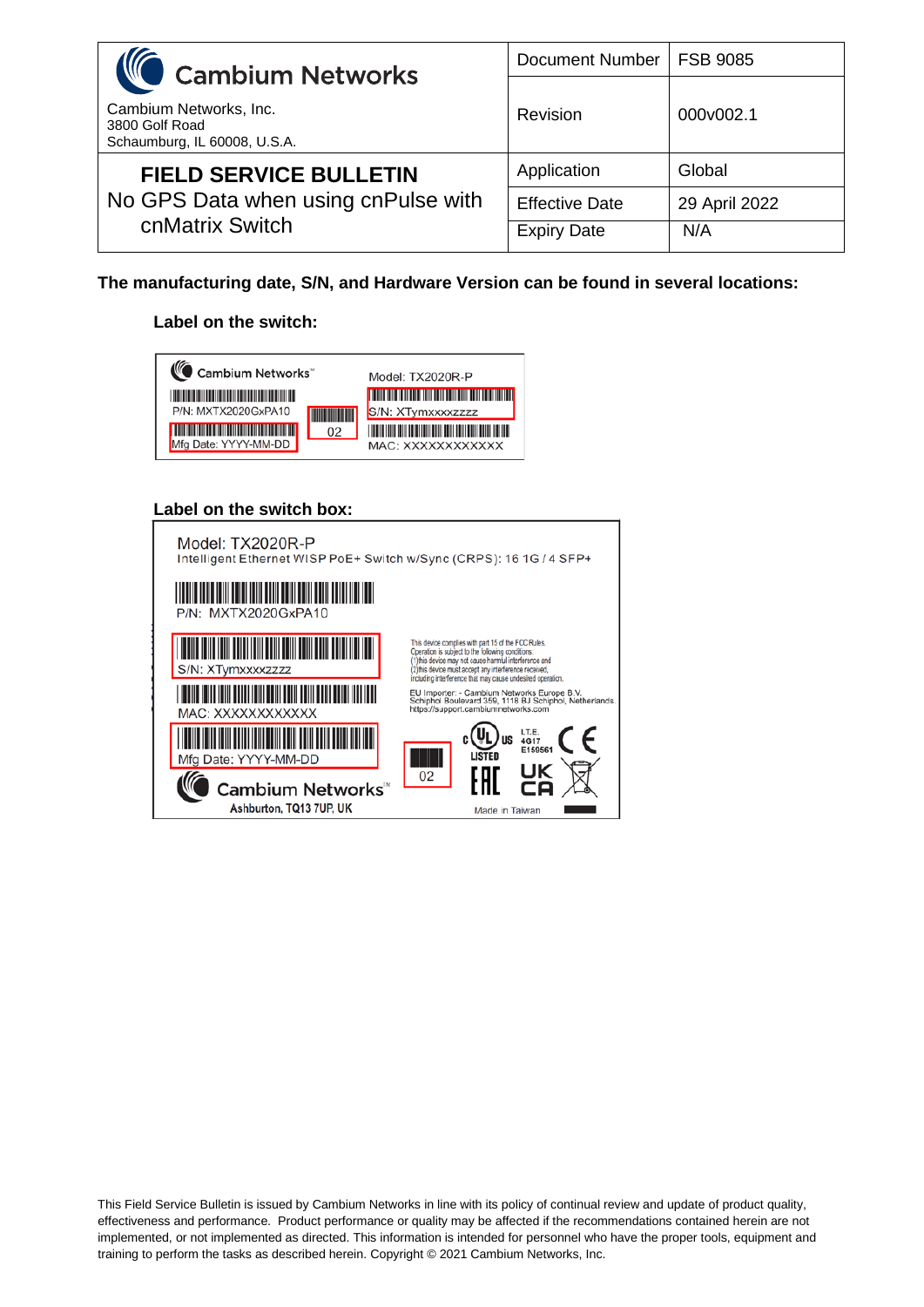**The manufacturing date, S/N, and Hardware Version can be found in several locations:**

**Label on the switch:**

Cambium Networks

Model: TX2020R-P

P/N: MXTX2020GxPA10

S/N: XTymxxxxzzzz

02

Mfg Date: YYYY-MM-DD

MAC: XXXXXXXXXXXX

**Label on the switch box:**

Model: TX2020R-P

Intelligent Ethernet WISP PoE+ Switch w/Sync (CRPS): 16 1G / 4 SFP+

P/N: MXTX2020GxPA10

S/N: XTymxxxxzzzz

MAC: XXXXXXXXXXXX

Mfg Date: YYYY-MM-DD

02

This device complies with part 15 of the FCC Rules. Operation is subject to the following conditions: (1) this device may not cause harmful interference and (2) this device must accept any interference received, including interference that may cause undesired operation.

EU Importer: - Cambium Networks Europe B.V. Schiphol Boulevard 359, 1118 BJ Schiphol, Netherlands. https://support.cambiumnetworks.com

c UL us LISTED

I.T.E. 4G17 E150561

Cambium Networks

Ashburton, TQ13 7UP, UK

Made in Taiwan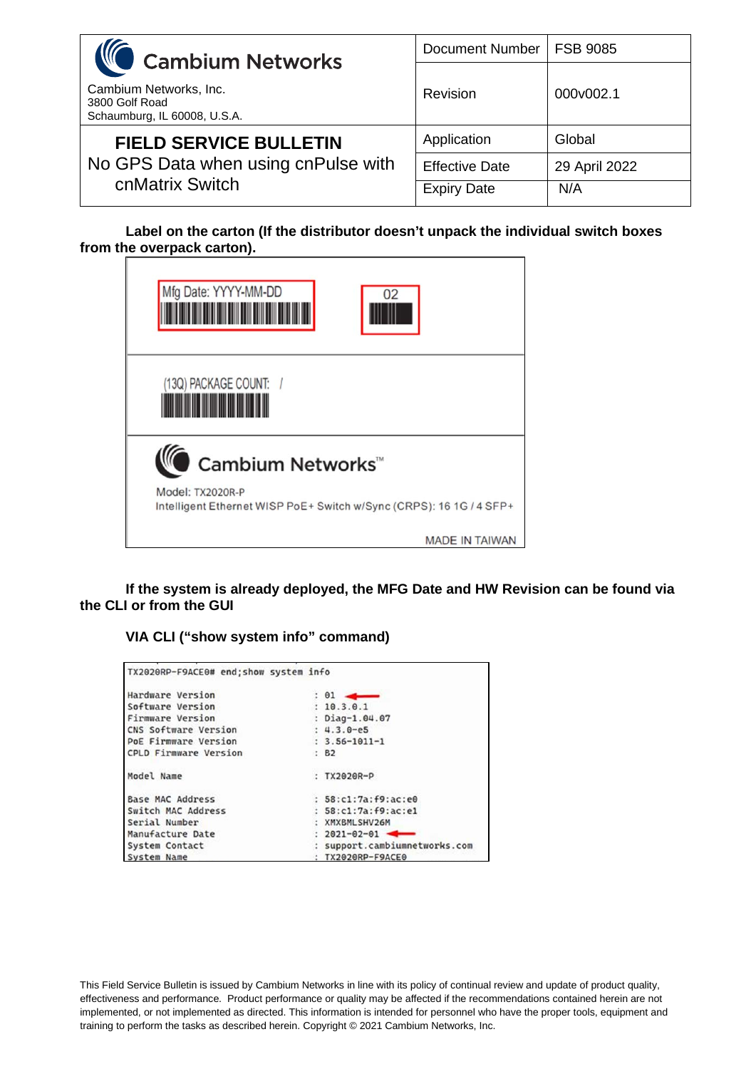| Cambium Networks<br>Cambium Networks, Inc.<br>3800 Golf Road<br>Schaumburg, IL 60008, U.S.A. | Document Number | FSB 9085 |
|---|---|---|
| | Revision | 000v002.1 |
| **FIELD SERVICE BULLETIN**<br>No GPS Data when using cnPulse with cnMatrix Switch | Application | Global |
| | Effective Date | 29 April 2022 |
| | Expiry Date | N/A |

**Label on the carton (If the distributor doesn't unpack the individual switch boxes from the overpack carton).**

Mfg Date: YYYY-MM-DD

02

(13Q) PACKAGE COUNT: /

Cambium Networks™

Model: TX2020R-P

Intelligent Ethernet WISP PoE+ Switch w/Sync (CRPS): 16 1G / 4 SFP+

MADE IN TAIWAN

**If the system is already deployed, the MFG Date and HW Revision can be found via the CLI or from the GUI**

**VIA CLI ("show system info" command)**

```
TX2020RP-F9ACE0# end;show system info

Hardware Version                    : 01
Software Version                    : 10.3.0.1
Firmware Version                    : Diag-1.04.07
CNS Software Version                : 4.3.0-e5
PoE Firmware Version                : 3.56-1011-1
CPLD Firmware Version               : B2

Model Name                          : TX2020R-P

Base MAC Address                    : 58:c1:7a:f9:ac:e0
Switch MAC Address                  : 58:c1:7a:f9:ac:e1
Serial Number                       : XMXBMLSHV26M
Manufacture Date                    : 2021-02-01
System Contact                      : support.cambiumnetworks.com
System Name                         : TX2020RP-F9ACE0
```

This Field Service Bulletin is issued by Cambium Networks in line with its policy of continual review and update of product quality, effectiveness and performance. Product performance or quality may be affected if the recommendations contained herein are not implemented, or not implemented as directed. This information is intended for personnel who have the proper tools, equipment and training to perform the tasks as described herein. Copyright © 2021 Cambium Networks, Inc.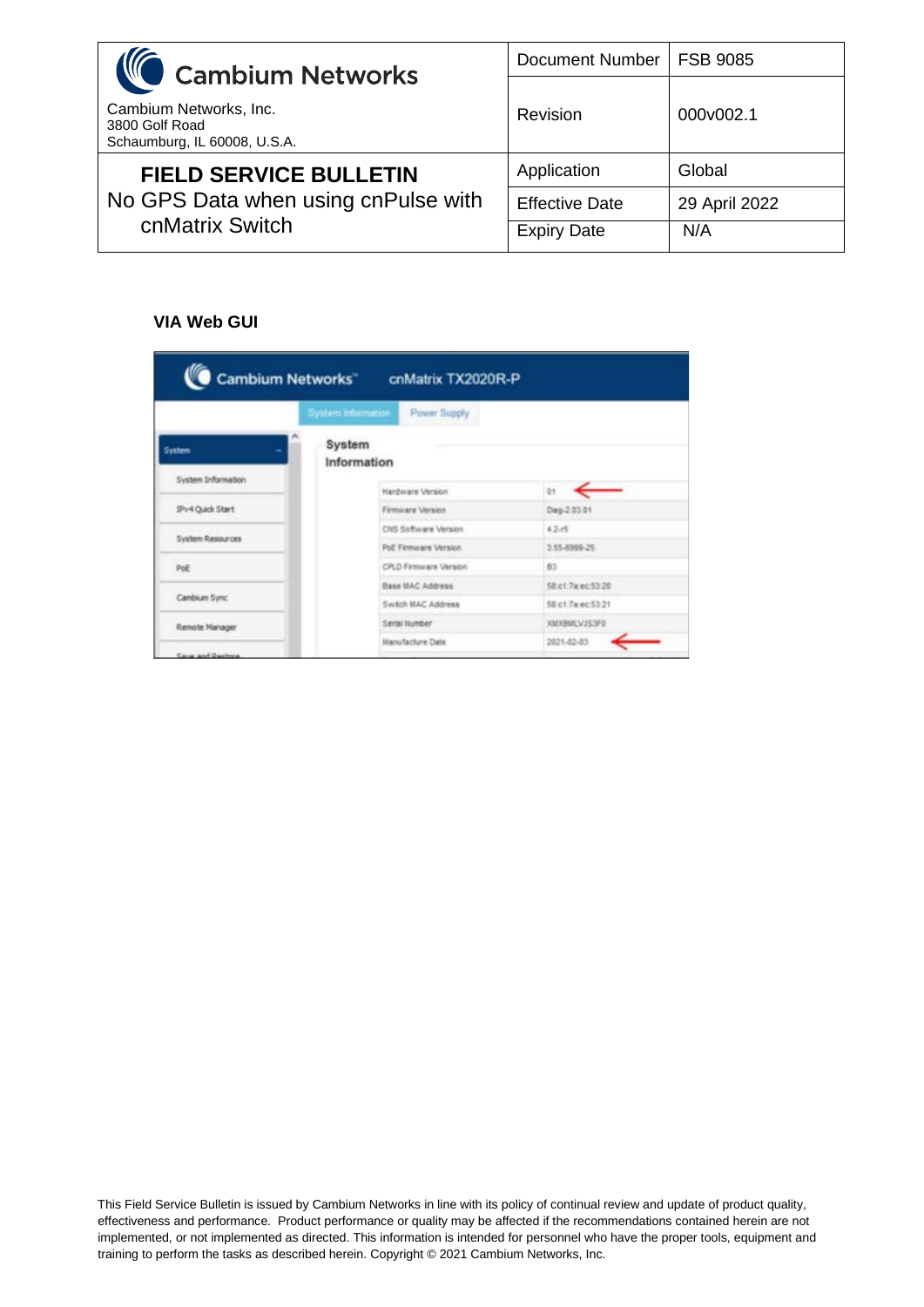| Cambium Networks | Document Number | FSB 9085 |
|---|---|---|
| Cambium Networks, Inc. 3800 Golf Road Schaumburg, IL 60008, U.S.A. | Revision | 000v002.1 |
| **FIELD SERVICE BULLETIN** No GPS Data when using cnPulse with cnMatrix Switch | Application | Global |
| | Effective Date | 29 April 2022 |
| | Expiry Date | N/A |

**VIA Web GUI**

Cambium Networks™ cnMatrix TX2020R-P

System Information | Power Supply

System
- System Information
- IPv4 Quick Start
- System Resources
- PoE
- Cambium Sync
- Remote Manager
- Save and Restore

**System Information**

| | |
|---|---|
| Hardware Version | 01 |
| Firmware Version | Diag-2.03.01 |
| CNS Software Version | 4.2-r5 |
| PoE Firmware Version | 3.55-6999-25 |
| CPLD Firmware Version | B3 |
| Base MAC Address | 58:c1:7a:ec:53:20 |
| Switch MAC Address | 58:c1:7a:ec:53:21 |
| Serial Number | XMXBMLVJS3F0 |
| Manufacture Date | 2021-02-03 |

This Field Service Bulletin is issued by Cambium Networks in line with its policy of continual review and update of product quality, effectiveness and performance. Product performance or quality may be affected if the recommendations contained herein are not implemented, or not implemented as directed. This information is intended for personnel who have the proper tools, equipment and training to perform the tasks as described herein. Copyright © 2021 Cambium Networks, Inc.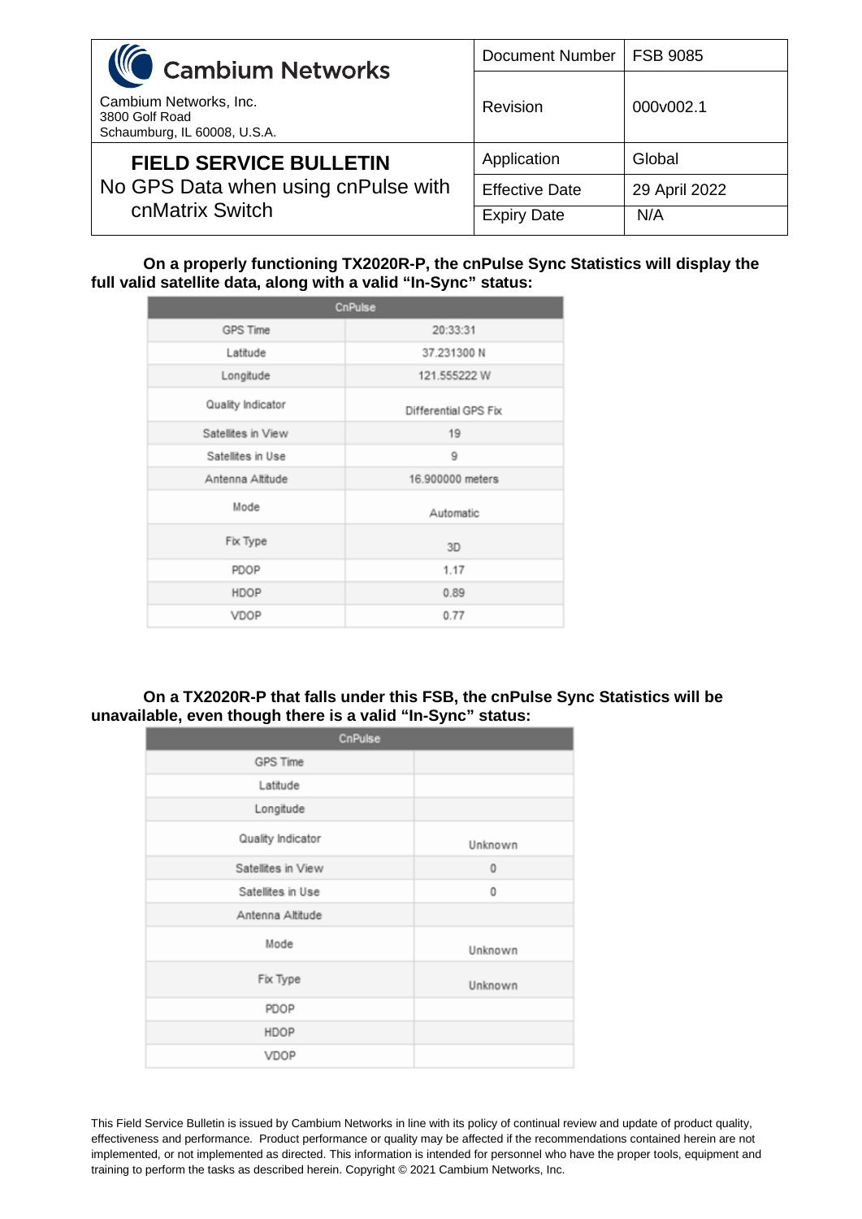| | | | |
|---|---|---|---|
| Cambium Networks<br>Cambium Networks, Inc.<br>3800 Golf Road<br>Schaumburg, IL 60008, U.S.A. | | Document Number | FSB 9085 |
| | | Revision | 000v002.1 |
| **FIELD SERVICE BULLETIN**<br>No GPS Data when using cnPulse with cnMatrix Switch | | Application | Global |
| | | Effective Date | 29 April 2022 |
| | | Expiry Date | N/A |

**On a properly functioning TX2020R-P, the cnPulse Sync Statistics will display the full valid satellite data, along with a valid "In-Sync" status:**

| CnPulse | |
|---|---|
| GPS Time | 20:33:31 |
| Latitude | 37.231300 N |
| Longitude | 121.555222 W |
| Quality Indicator | Differential GPS Fix |
| Satellites in View | 19 |
| Satellites in Use | 9 |
| Antenna Altitude | 16.900000 meters |
| Mode | Automatic |
| Fix Type | 3D |
| PDOP | 1.17 |
| HDOP | 0.89 |
| VDOP | 0.77 |

**On a TX2020R-P that falls under this FSB, the cnPulse Sync Statistics will be unavailable, even though there is a valid "In-Sync" status:**

| CnPulse | |
|---|---|
| GPS Time | |
| Latitude | |
| Longitude | |
| Quality Indicator | Unknown |
| Satellites in View | 0 |
| Satellites in Use | 0 |
| Antenna Altitude | |
| Mode | Unknown |
| Fix Type | Unknown |
| PDOP | |
| HDOP | |
| VDOP | |

This Field Service Bulletin is issued by Cambium Networks in line with its policy of continual review and update of product quality, effectiveness and performance. Product performance or quality may be affected if the recommendations contained herein are not implemented, or not implemented as directed. This information is intended for personnel who have the proper tools, equipment and training to perform the tasks as described herein. Copyright © 2021 Cambium Networks, Inc.